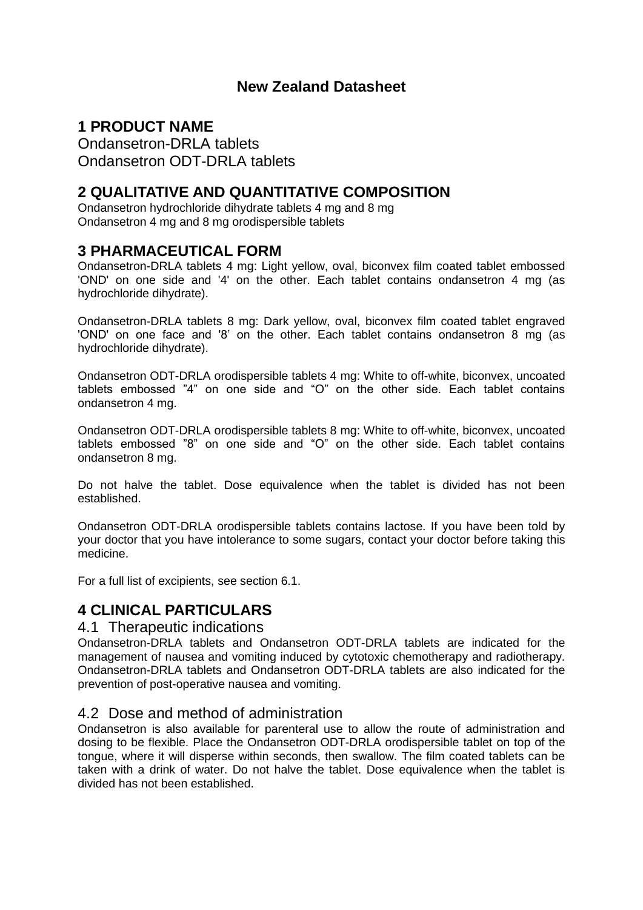# New Zealand Datasheet

## 1 PRODUCT NAME

Ondansetron-DRLA tablets
Ondansetron ODT-DRLA tablets

## 2 QUALITATIVE AND QUANTITATIVE COMPOSITION

Ondansetron hydrochloride dihydrate tablets 4 mg and 8 mg
Ondansetron 4 mg and 8 mg orodispersible tablets

## 3 PHARMACEUTICAL FORM

Ondansetron-DRLA tablets 4 mg: Light yellow, oval, biconvex film coated tablet embossed 'OND' on one side and '4' on the other. Each tablet contains ondansetron 4 mg (as hydrochloride dihydrate).

Ondansetron-DRLA tablets 8 mg: Dark yellow, oval, biconvex film coated tablet engraved 'OND' on one face and '8' on the other. Each tablet contains ondansetron 8 mg (as hydrochloride dihydrate).

Ondansetron ODT-DRLA orodispersible tablets 4 mg: White to off-white, biconvex, uncoated tablets embossed "4" on one side and "O" on the other side. Each tablet contains ondansetron 4 mg.

Ondansetron ODT-DRLA orodispersible tablets 8 mg: White to off-white, biconvex, uncoated tablets embossed "8" on one side and "O" on the other side. Each tablet contains ondansetron 8 mg.

Do not halve the tablet. Dose equivalence when the tablet is divided has not been established.

Ondansetron ODT-DRLA orodispersible tablets contains lactose. If you have been told by your doctor that you have intolerance to some sugars, contact your doctor before taking this medicine.

For a full list of excipients, see section 6.1.

## 4 CLINICAL PARTICULARS

### 4.1 Therapeutic indications

Ondansetron-DRLA tablets and Ondansetron ODT-DRLA tablets are indicated for the management of nausea and vomiting induced by cytotoxic chemotherapy and radiotherapy. Ondansetron-DRLA tablets and Ondansetron ODT-DRLA tablets are also indicated for the prevention of post-operative nausea and vomiting.

### 4.2 Dose and method of administration

Ondansetron is also available for parenteral use to allow the route of administration and dosing to be flexible. Place the Ondansetron ODT-DRLA orodispersible tablet on top of the tongue, where it will disperse within seconds, then swallow. The film coated tablets can be taken with a drink of water. Do not halve the tablet. Dose equivalence when the tablet is divided has not been established.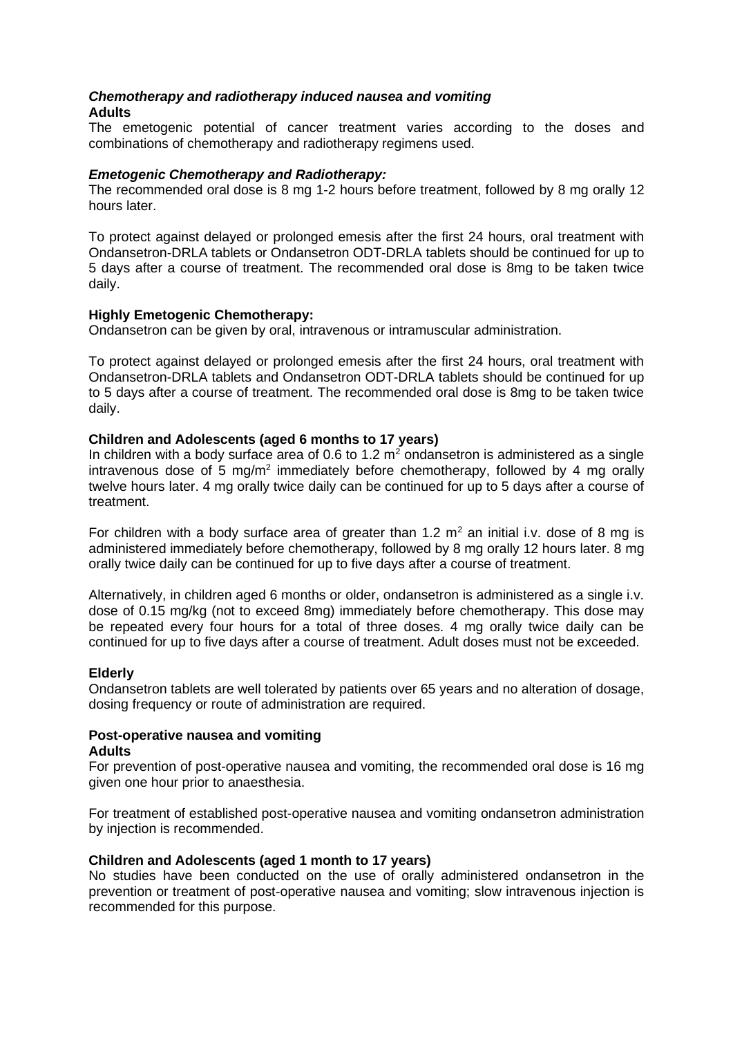### *Chemotherapy and radiotherapy induced nausea and vomiting*

**Adults**

The emetogenic potential of cancer treatment varies according to the doses and combinations of chemotherapy and radiotherapy regimens used.

***Emetogenic Chemotherapy and Radiotherapy:***

The recommended oral dose is 8 mg 1-2 hours before treatment, followed by 8 mg orally 12 hours later.

To protect against delayed or prolonged emesis after the first 24 hours, oral treatment with Ondansetron-DRLA tablets or Ondansetron ODT-DRLA tablets should be continued for up to 5 days after a course of treatment. The recommended oral dose is 8mg to be taken twice daily.

**Highly Emetogenic Chemotherapy:**

Ondansetron can be given by oral, intravenous or intramuscular administration.

To protect against delayed or prolonged emesis after the first 24 hours, oral treatment with Ondansetron-DRLA tablets and Ondansetron ODT-DRLA tablets should be continued for up to 5 days after a course of treatment. The recommended oral dose is 8mg to be taken twice daily.

**Children and Adolescents (aged 6 months to 17 years)**

In children with a body surface area of 0.6 to 1.2 $m^2$ ondansetron is administered as a single intravenous dose of 5 $mg/m^2$ immediately before chemotherapy, followed by 4 mg orally twelve hours later. 4 mg orally twice daily can be continued for up to 5 days after a course of treatment.

For children with a body surface area of greater than 1.2 $m^2$ an initial i.v. dose of 8 mg is administered immediately before chemotherapy, followed by 8 mg orally 12 hours later. 8 mg orally twice daily can be continued for up to five days after a course of treatment.

Alternatively, in children aged 6 months or older, ondansetron is administered as a single i.v. dose of 0.15 mg/kg (not to exceed 8mg) immediately before chemotherapy. This dose may be repeated every four hours for a total of three doses. 4 mg orally twice daily can be continued for up to five days after a course of treatment. Adult doses must not be exceeded.

**Elderly**

Ondansetron tablets are well tolerated by patients over 65 years and no alteration of dosage, dosing frequency or route of administration are required.

### Post-operative nausea and vomiting

**Adults**

For prevention of post-operative nausea and vomiting, the recommended oral dose is 16 mg given one hour prior to anaesthesia.

For treatment of established post-operative nausea and vomiting ondansetron administration by injection is recommended.

**Children and Adolescents (aged 1 month to 17 years)**

No studies have been conducted on the use of orally administered ondansetron in the prevention or treatment of post-operative nausea and vomiting; slow intravenous injection is recommended for this purpose.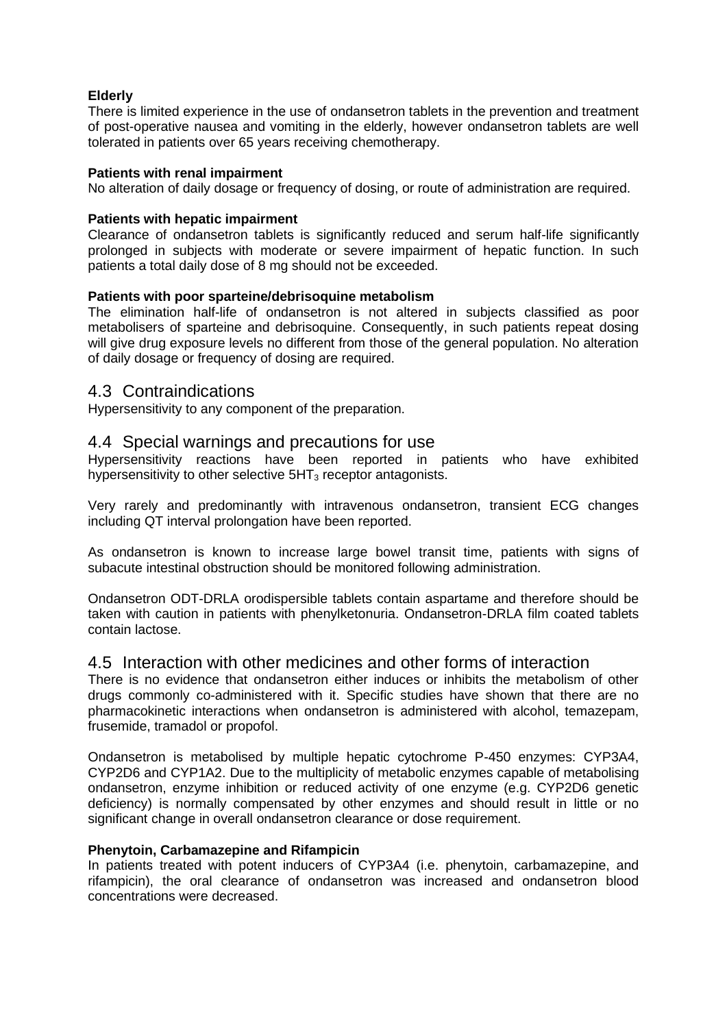**Elderly**

There is limited experience in the use of ondansetron tablets in the prevention and treatment of post-operative nausea and vomiting in the elderly, however ondansetron tablets are well tolerated in patients over 65 years receiving chemotherapy.

**Patients with renal impairment**

No alteration of daily dosage or frequency of dosing, or route of administration are required.

**Patients with hepatic impairment**

Clearance of ondansetron tablets is significantly reduced and serum half-life significantly prolonged in subjects with moderate or severe impairment of hepatic function. In such patients a total daily dose of 8 mg should not be exceeded.

**Patients with poor sparteine/debrisoquine metabolism**

The elimination half-life of ondansetron is not altered in subjects classified as poor metabolisers of sparteine and debrisoquine. Consequently, in such patients repeat dosing will give drug exposure levels no different from those of the general population. No alteration of daily dosage or frequency of dosing are required.

## 4.3 Contraindications

Hypersensitivity to any component of the preparation.

## 4.4 Special warnings and precautions for use

Hypersensitivity reactions have been reported in patients who have exhibited hypersensitivity to other selective $5HT_3$ receptor antagonists.

Very rarely and predominantly with intravenous ondansetron, transient ECG changes including QT interval prolongation have been reported.

As ondansetron is known to increase large bowel transit time, patients with signs of subacute intestinal obstruction should be monitored following administration.

Ondansetron ODT-DRLA orodispersible tablets contain aspartame and therefore should be taken with caution in patients with phenylketonuria. Ondansetron-DRLA film coated tablets contain lactose.

## 4.5 Interaction with other medicines and other forms of interaction

There is no evidence that ondansetron either induces or inhibits the metabolism of other drugs commonly co-administered with it. Specific studies have shown that there are no pharmacokinetic interactions when ondansetron is administered with alcohol, temazepam, frusemide, tramadol or propofol.

Ondansetron is metabolised by multiple hepatic cytochrome P-450 enzymes: CYP3A4, CYP2D6 and CYP1A2. Due to the multiplicity of metabolic enzymes capable of metabolising ondansetron, enzyme inhibition or reduced activity of one enzyme (e.g. CYP2D6 genetic deficiency) is normally compensated by other enzymes and should result in little or no significant change in overall ondansetron clearance or dose requirement.

**Phenytoin, Carbamazepine and Rifampicin**

In patients treated with potent inducers of CYP3A4 (i.e. phenytoin, carbamazepine, and rifampicin), the oral clearance of ondansetron was increased and ondansetron blood concentrations were decreased.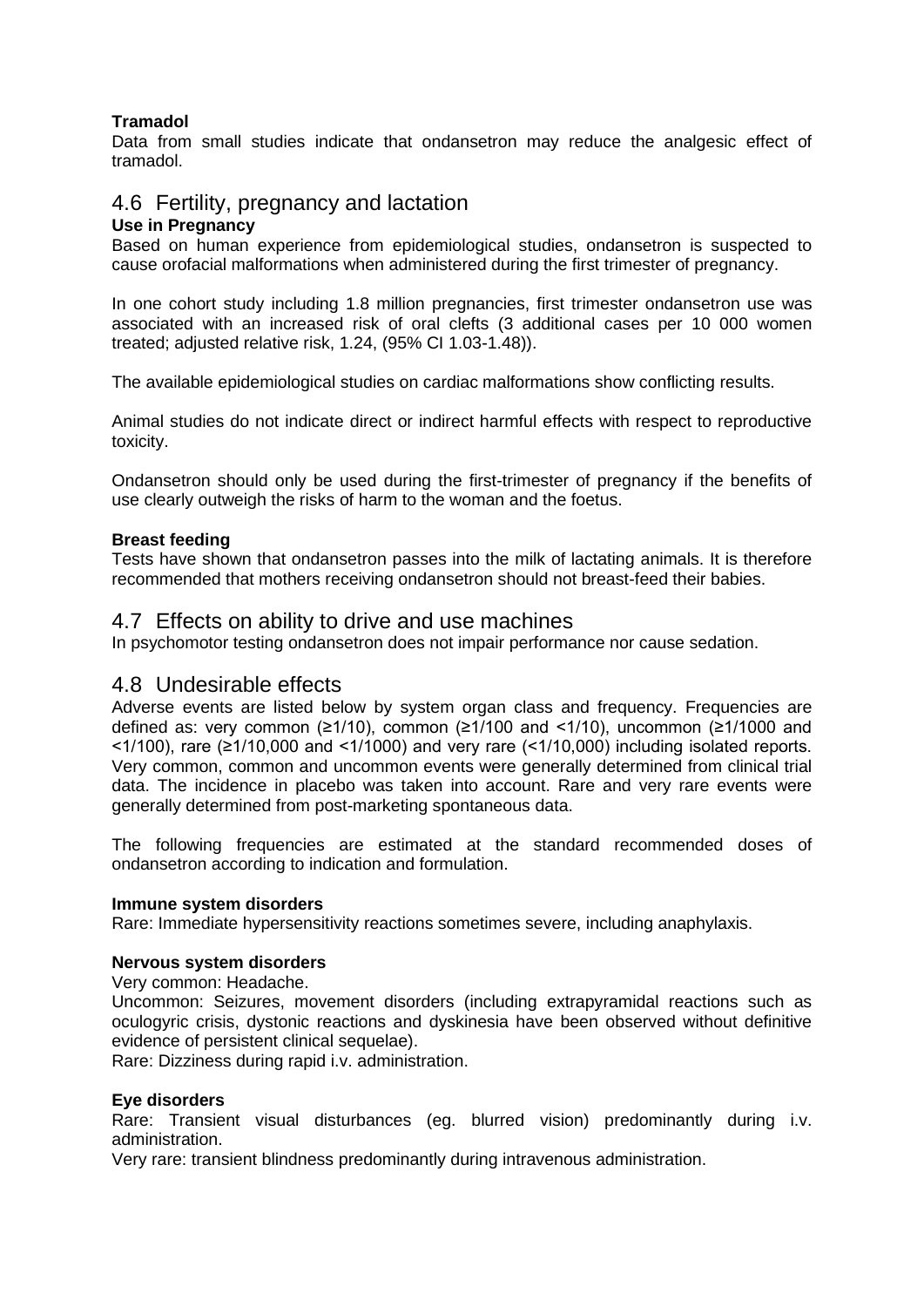**Tramadol**

Data from small studies indicate that ondansetron may reduce the analgesic effect of tramadol.

## 4.6 Fertility, pregnancy and lactation

**Use in Pregnancy**

Based on human experience from epidemiological studies, ondansetron is suspected to cause orofacial malformations when administered during the first trimester of pregnancy.

In one cohort study including 1.8 million pregnancies, first trimester ondansetron use was associated with an increased risk of oral clefts (3 additional cases per 10 000 women treated; adjusted relative risk, 1.24, (95% CI 1.03-1.48)).

The available epidemiological studies on cardiac malformations show conflicting results.

Animal studies do not indicate direct or indirect harmful effects with respect to reproductive toxicity.

Ondansetron should only be used during the first-trimester of pregnancy if the benefits of use clearly outweigh the risks of harm to the woman and the foetus.

**Breast feeding**

Tests have shown that ondansetron passes into the milk of lactating animals. It is therefore recommended that mothers receiving ondansetron should not breast-feed their babies.

## 4.7 Effects on ability to drive and use machines

In psychomotor testing ondansetron does not impair performance nor cause sedation.

## 4.8 Undesirable effects

Adverse events are listed below by system organ class and frequency. Frequencies are defined as: very common (≥1/10), common (≥1/100 and <1/10), uncommon (≥1/1000 and <1/100), rare (≥1/10,000 and <1/1000) and very rare (<1/10,000) including isolated reports. Very common, common and uncommon events were generally determined from clinical trial data. The incidence in placebo was taken into account. Rare and very rare events were generally determined from post-marketing spontaneous data.

The following frequencies are estimated at the standard recommended doses of ondansetron according to indication and formulation.

**Immune system disorders**

Rare: Immediate hypersensitivity reactions sometimes severe, including anaphylaxis.

**Nervous system disorders**

Very common: Headache.

Uncommon: Seizures, movement disorders (including extrapyramidal reactions such as oculogyric crisis, dystonic reactions and dyskinesia have been observed without definitive evidence of persistent clinical sequelae).

Rare: Dizziness during rapid i.v. administration.

**Eye disorders**

Rare: Transient visual disturbances (eg. blurred vision) predominantly during i.v. administration.

Very rare: transient blindness predominantly during intravenous administration.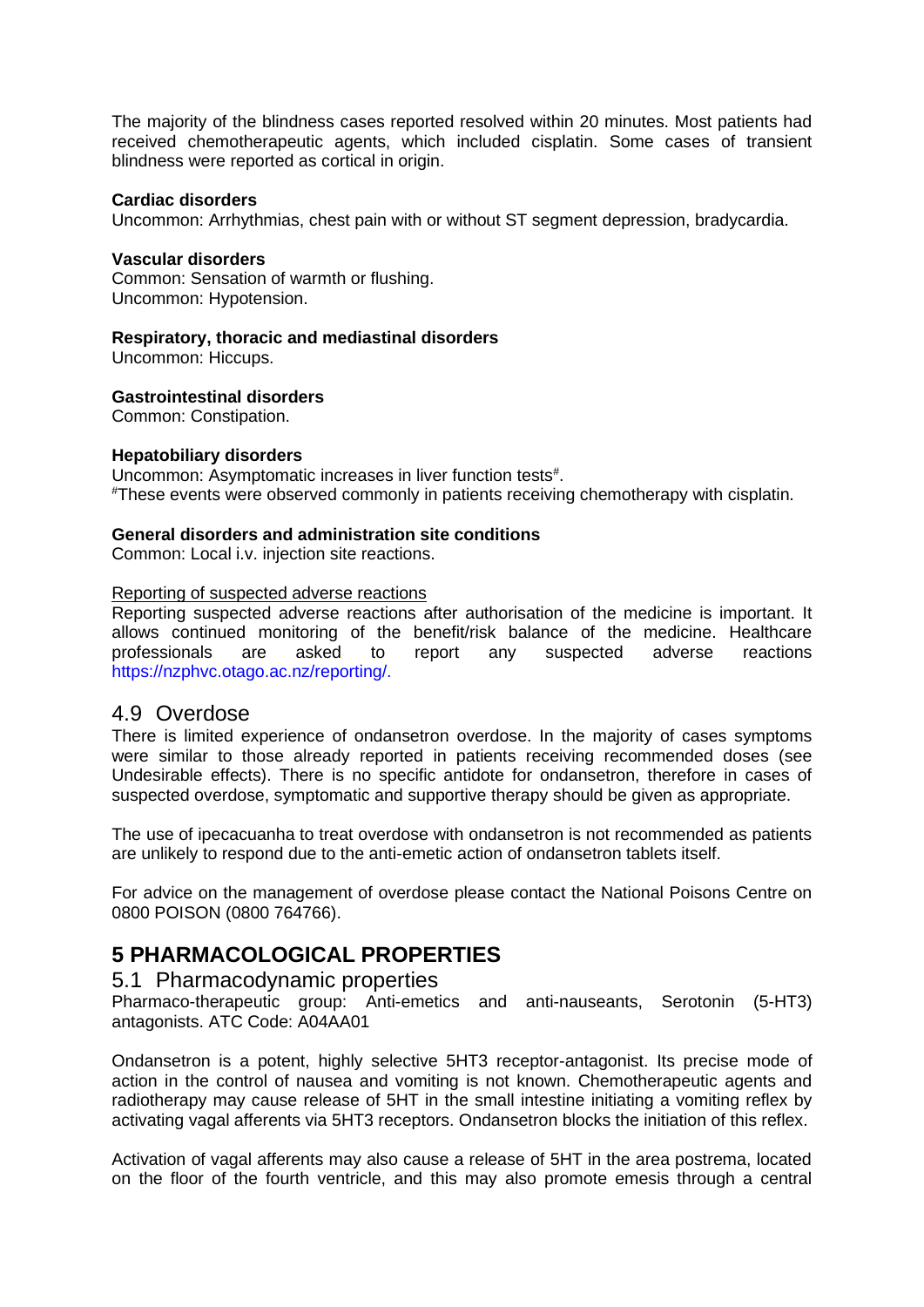The majority of the blindness cases reported resolved within 20 minutes. Most patients had received chemotherapeutic agents, which included cisplatin. Some cases of transient blindness were reported as cortical in origin.

**Cardiac disorders**
Uncommon: Arrhythmias, chest pain with or without ST segment depression, bradycardia.

**Vascular disorders**
Common: Sensation of warmth or flushing.
Uncommon: Hypotension.

**Respiratory, thoracic and mediastinal disorders**
Uncommon: Hiccups.

**Gastrointestinal disorders**
Common: Constipation.

**Hepatobiliary disorders**
Uncommon: Asymptomatic increases in liver function tests[#].
[#]These events were observed commonly in patients receiving chemotherapy with cisplatin.

**General disorders and administration site conditions**
Common: Local i.v. injection site reactions.

Reporting of suspected adverse reactions

Reporting suspected adverse reactions after authorisation of the medicine is important. It allows continued monitoring of the benefit/risk balance of the medicine. Healthcare professionals are asked to report any suspected adverse reactions https://nzphvc.otago.ac.nz/reporting/.

## 4.9 Overdose

There is limited experience of ondansetron overdose. In the majority of cases symptoms were similar to those already reported in patients receiving recommended doses (see Undesirable effects). There is no specific antidote for ondansetron, therefore in cases of suspected overdose, symptomatic and supportive therapy should be given as appropriate.

The use of ipecacuanha to treat overdose with ondansetron is not recommended as patients are unlikely to respond due to the anti-emetic action of ondansetron tablets itself.

For advice on the management of overdose please contact the National Poisons Centre on 0800 POISON (0800 764766).

# 5 PHARMACOLOGICAL PROPERTIES

## 5.1 Pharmacodynamic properties

Pharmaco-therapeutic group: Anti-emetics and anti-nauseants, Serotonin (5-HT3) antagonists. ATC Code: A04AA01

Ondansetron is a potent, highly selective 5HT3 receptor-antagonist. Its precise mode of action in the control of nausea and vomiting is not known. Chemotherapeutic agents and radiotherapy may cause release of 5HT in the small intestine initiating a vomiting reflex by activating vagal afferents via 5HT3 receptors. Ondansetron blocks the initiation of this reflex.

Activation of vagal afferents may also cause a release of 5HT in the area postrema, located on the floor of the fourth ventricle, and this may also promote emesis through a central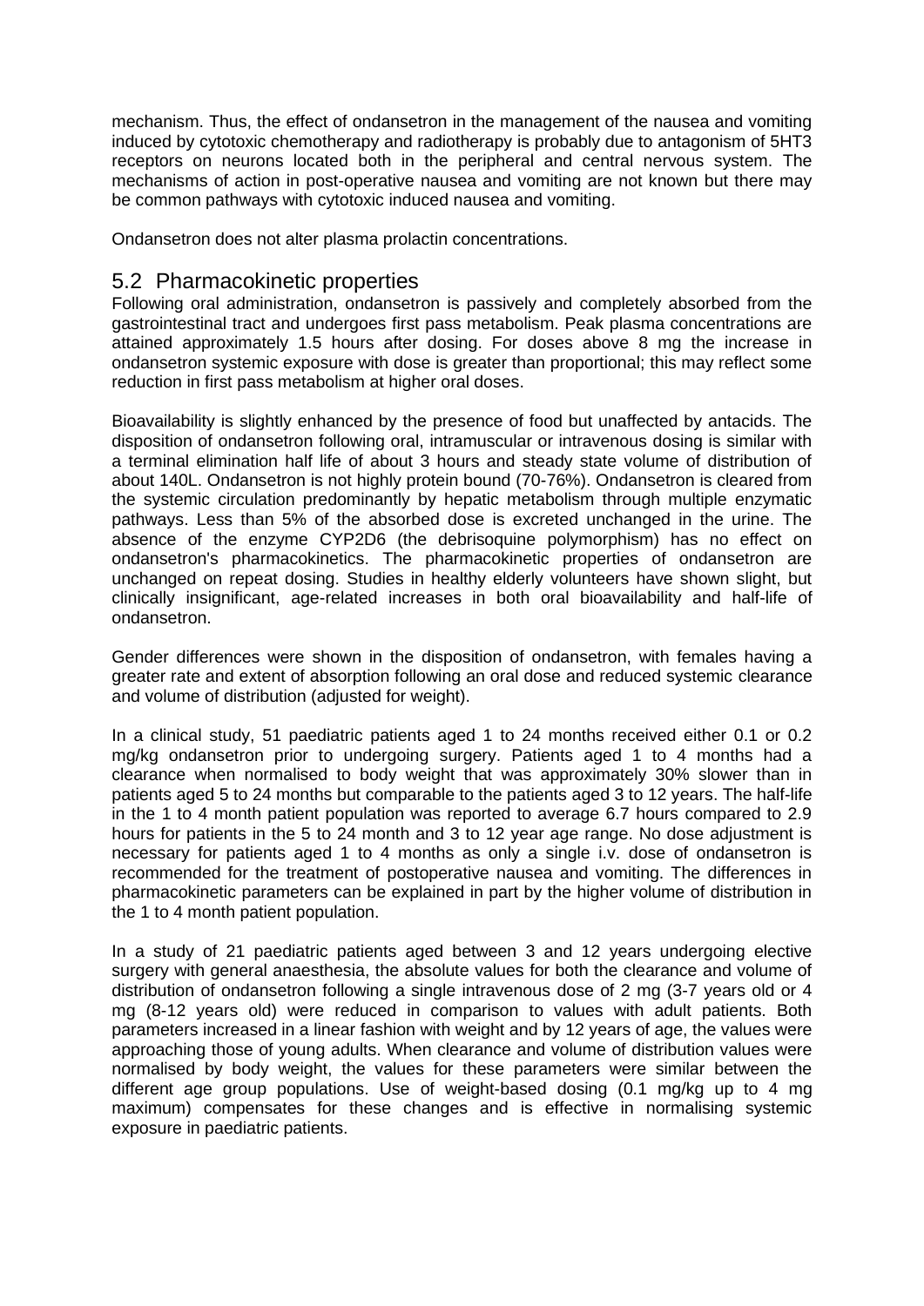mechanism. Thus, the effect of ondansetron in the management of the nausea and vomiting induced by cytotoxic chemotherapy and radiotherapy is probably due to antagonism of 5HT3 receptors on neurons located both in the peripheral and central nervous system. The mechanisms of action in post-operative nausea and vomiting are not known but there may be common pathways with cytotoxic induced nausea and vomiting.

Ondansetron does not alter plasma prolactin concentrations.

## 5.2 Pharmacokinetic properties

Following oral administration, ondansetron is passively and completely absorbed from the gastrointestinal tract and undergoes first pass metabolism. Peak plasma concentrations are attained approximately 1.5 hours after dosing. For doses above 8 mg the increase in ondansetron systemic exposure with dose is greater than proportional; this may reflect some reduction in first pass metabolism at higher oral doses.

Bioavailability is slightly enhanced by the presence of food but unaffected by antacids. The disposition of ondansetron following oral, intramuscular or intravenous dosing is similar with a terminal elimination half life of about 3 hours and steady state volume of distribution of about 140L. Ondansetron is not highly protein bound (70-76%). Ondansetron is cleared from the systemic circulation predominantly by hepatic metabolism through multiple enzymatic pathways. Less than 5% of the absorbed dose is excreted unchanged in the urine. The absence of the enzyme CYP2D6 (the debrisoquine polymorphism) has no effect on ondansetron's pharmacokinetics. The pharmacokinetic properties of ondansetron are unchanged on repeat dosing. Studies in healthy elderly volunteers have shown slight, but clinically insignificant, age-related increases in both oral bioavailability and half-life of ondansetron.

Gender differences were shown in the disposition of ondansetron, with females having a greater rate and extent of absorption following an oral dose and reduced systemic clearance and volume of distribution (adjusted for weight).

In a clinical study, 51 paediatric patients aged 1 to 24 months received either 0.1 or 0.2 mg/kg ondansetron prior to undergoing surgery. Patients aged 1 to 4 months had a clearance when normalised to body weight that was approximately 30% slower than in patients aged 5 to 24 months but comparable to the patients aged 3 to 12 years. The half-life in the 1 to 4 month patient population was reported to average 6.7 hours compared to 2.9 hours for patients in the 5 to 24 month and 3 to 12 year age range. No dose adjustment is necessary for patients aged 1 to 4 months as only a single i.v. dose of ondansetron is recommended for the treatment of postoperative nausea and vomiting. The differences in pharmacokinetic parameters can be explained in part by the higher volume of distribution in the 1 to 4 month patient population.

In a study of 21 paediatric patients aged between 3 and 12 years undergoing elective surgery with general anaesthesia, the absolute values for both the clearance and volume of distribution of ondansetron following a single intravenous dose of 2 mg (3-7 years old or 4 mg (8-12 years old) were reduced in comparison to values with adult patients. Both parameters increased in a linear fashion with weight and by 12 years of age, the values were approaching those of young adults. When clearance and volume of distribution values were normalised by body weight, the values for these parameters were similar between the different age group populations. Use of weight-based dosing (0.1 mg/kg up to 4 mg maximum) compensates for these changes and is effective in normalising systemic exposure in paediatric patients.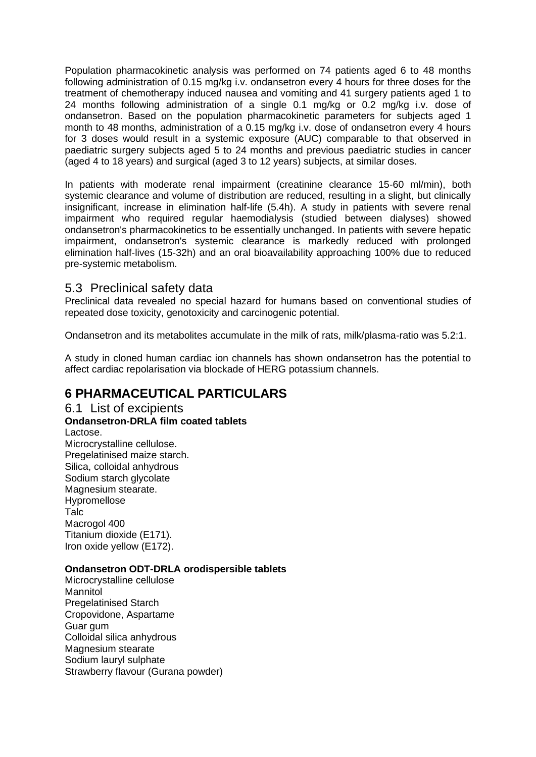Population pharmacokinetic analysis was performed on 74 patients aged 6 to 48 months following administration of 0.15 mg/kg i.v. ondansetron every 4 hours for three doses for the treatment of chemotherapy induced nausea and vomiting and 41 surgery patients aged 1 to 24 months following administration of a single 0.1 mg/kg or 0.2 mg/kg i.v. dose of ondansetron. Based on the population pharmacokinetic parameters for subjects aged 1 month to 48 months, administration of a 0.15 mg/kg i.v. dose of ondansetron every 4 hours for 3 doses would result in a systemic exposure (AUC) comparable to that observed in paediatric surgery subjects aged 5 to 24 months and previous paediatric studies in cancer (aged 4 to 18 years) and surgical (aged 3 to 12 years) subjects, at similar doses.

In patients with moderate renal impairment (creatinine clearance 15-60 ml/min), both systemic clearance and volume of distribution are reduced, resulting in a slight, but clinically insignificant, increase in elimination half-life (5.4h). A study in patients with severe renal impairment who required regular haemodialysis (studied between dialyses) showed ondansetron's pharmacokinetics to be essentially unchanged. In patients with severe hepatic impairment, ondansetron's systemic clearance is markedly reduced with prolonged elimination half-lives (15-32h) and an oral bioavailability approaching 100% due to reduced pre-systemic metabolism.

## 5.3 Preclinical safety data

Preclinical data revealed no special hazard for humans based on conventional studies of repeated dose toxicity, genotoxicity and carcinogenic potential.

Ondansetron and its metabolites accumulate in the milk of rats, milk/plasma-ratio was 5.2:1.

A study in cloned human cardiac ion channels has shown ondansetron has the potential to affect cardiac repolarisation via blockade of HERG potassium channels.

# 6 PHARMACEUTICAL PARTICULARS

## 6.1 List of excipients

**Ondansetron-DRLA film coated tablets**

Lactose.
Microcrystalline cellulose.
Pregelatinised maize starch.
Silica, colloidal anhydrous
Sodium starch glycolate
Magnesium stearate.
Hypromellose
Talc
Macrogol 400
Titanium dioxide (E171).
Iron oxide yellow (E172).

**Ondansetron ODT-DRLA orodispersible tablets**

Microcrystalline cellulose
Mannitol
Pregelatinised Starch
Cropovidone, Aspartame
Guar gum
Colloidal silica anhydrous
Magnesium stearate
Sodium lauryl sulphate
Strawberry flavour (Gurana powder)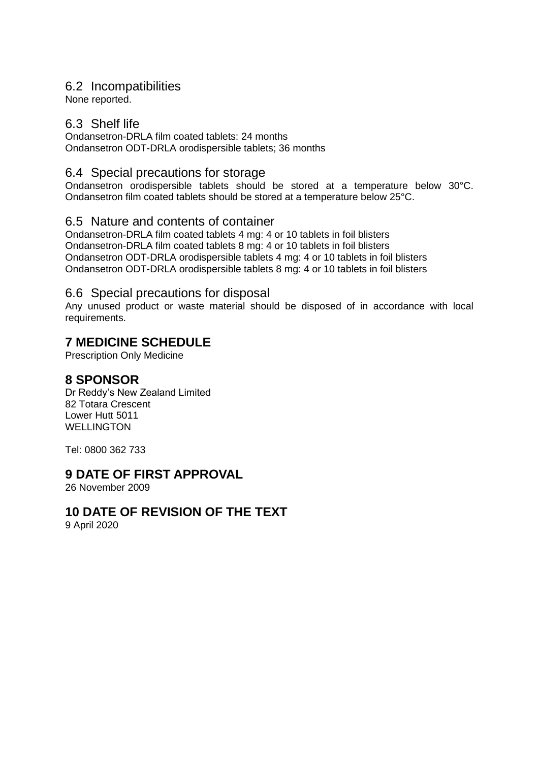### 6.2 Incompatibilities

None reported.

### 6.3 Shelf life

Ondansetron-DRLA film coated tablets: 24 months
Ondansetron ODT-DRLA orodispersible tablets; 36 months

### 6.4 Special precautions for storage

Ondansetron orodispersible tablets should be stored at a temperature below 30°C. Ondansetron film coated tablets should be stored at a temperature below 25°C.

### 6.5 Nature and contents of container

Ondansetron-DRLA film coated tablets 4 mg: 4 or 10 tablets in foil blisters
Ondansetron-DRLA film coated tablets 8 mg: 4 or 10 tablets in foil blisters
Ondansetron ODT-DRLA orodispersible tablets 4 mg: 4 or 10 tablets in foil blisters
Ondansetron ODT-DRLA orodispersible tablets 8 mg: 4 or 10 tablets in foil blisters

### 6.6 Special precautions for disposal

Any unused product or waste material should be disposed of in accordance with local requirements.

## 7 MEDICINE SCHEDULE

Prescription Only Medicine

## 8 SPONSOR

Dr Reddy's New Zealand Limited
82 Totara Crescent
Lower Hutt 5011
WELLINGTON

Tel: 0800 362 733

## 9 DATE OF FIRST APPROVAL

26 November 2009

## 10 DATE OF REVISION OF THE TEXT

9 April 2020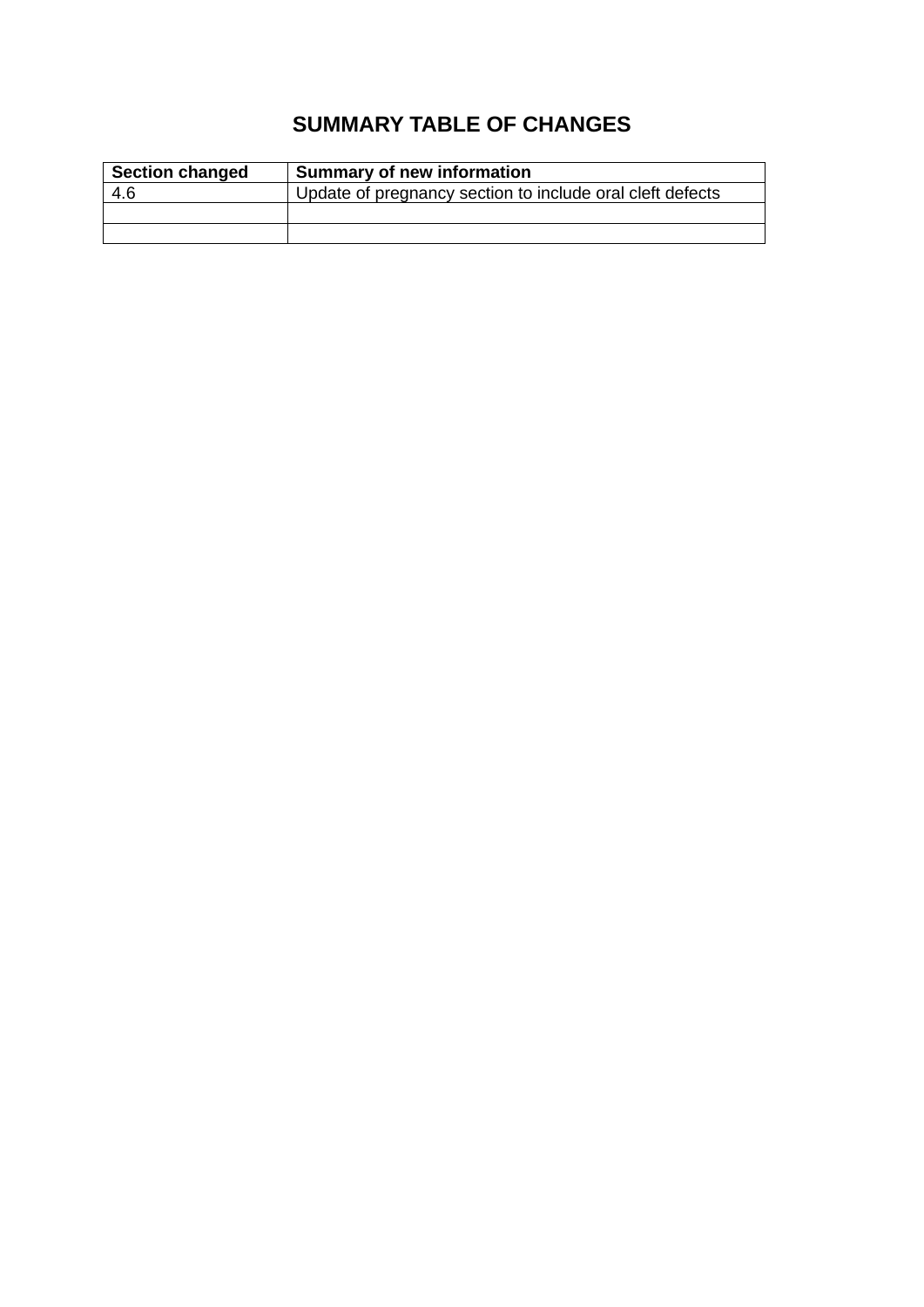# SUMMARY TABLE OF CHANGES

| Section changed | Summary of new information |
|---|---|
| 4.6 | Update of pregnancy section to include oral cleft defects |
| | |
| | |